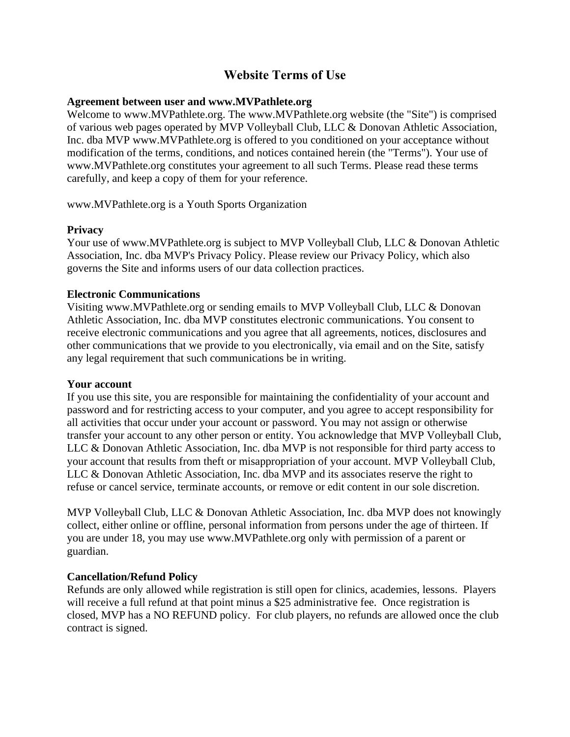# Website Terms of Use

**Agreement between user and www.MVPathlete.org**

Welcome to www.MVPathlete.org. The www.MVPathlete.org website (the "Site") is comprised of various web pages operated by MVP Volleyball Club, LLC & Donovan Athletic Association, Inc. dba MVP www.MVPathlete.org is offered to you conditioned on your acceptance without modification of the terms, conditions, and notices contained herein (the "Terms"). Your use of www.MVPathlete.org constitutes your agreement to all such Terms. Please read these terms carefully, and keep a copy of them for your reference.

www.MVPathlete.org is a Youth Sports Organization

**Privacy**

Your use of www.MVPathlete.org is subject to MVP Volleyball Club, LLC & Donovan Athletic Association, Inc. dba MVP's Privacy Policy. Please review our Privacy Policy, which also governs the Site and informs users of our data collection practices.

**Electronic Communications**

Visiting www.MVPathlete.org or sending emails to MVP Volleyball Club, LLC & Donovan Athletic Association, Inc. dba MVP constitutes electronic communications. You consent to receive electronic communications and you agree that all agreements, notices, disclosures and other communications that we provide to you electronically, via email and on the Site, satisfy any legal requirement that such communications be in writing.

**Your account**

If you use this site, you are responsible for maintaining the confidentiality of your account and password and for restricting access to your computer, and you agree to accept responsibility for all activities that occur under your account or password. You may not assign or otherwise transfer your account to any other person or entity. You acknowledge that MVP Volleyball Club, LLC & Donovan Athletic Association, Inc. dba MVP is not responsible for third party access to your account that results from theft or misappropriation of your account. MVP Volleyball Club, LLC & Donovan Athletic Association, Inc. dba MVP and its associates reserve the right to refuse or cancel service, terminate accounts, or remove or edit content in our sole discretion.

MVP Volleyball Club, LLC & Donovan Athletic Association, Inc. dba MVP does not knowingly collect, either online or offline, personal information from persons under the age of thirteen. If you are under 18, you may use www.MVPathlete.org only with permission of a parent or guardian.

**Cancellation/Refund Policy**

Refunds are only allowed while registration is still open for clinics, academies, lessons. Players will receive a full refund at that point minus a $25 administrative fee. Once registration is closed, MVP has a NO REFUND policy. For club players, no refunds are allowed once the club contract is signed.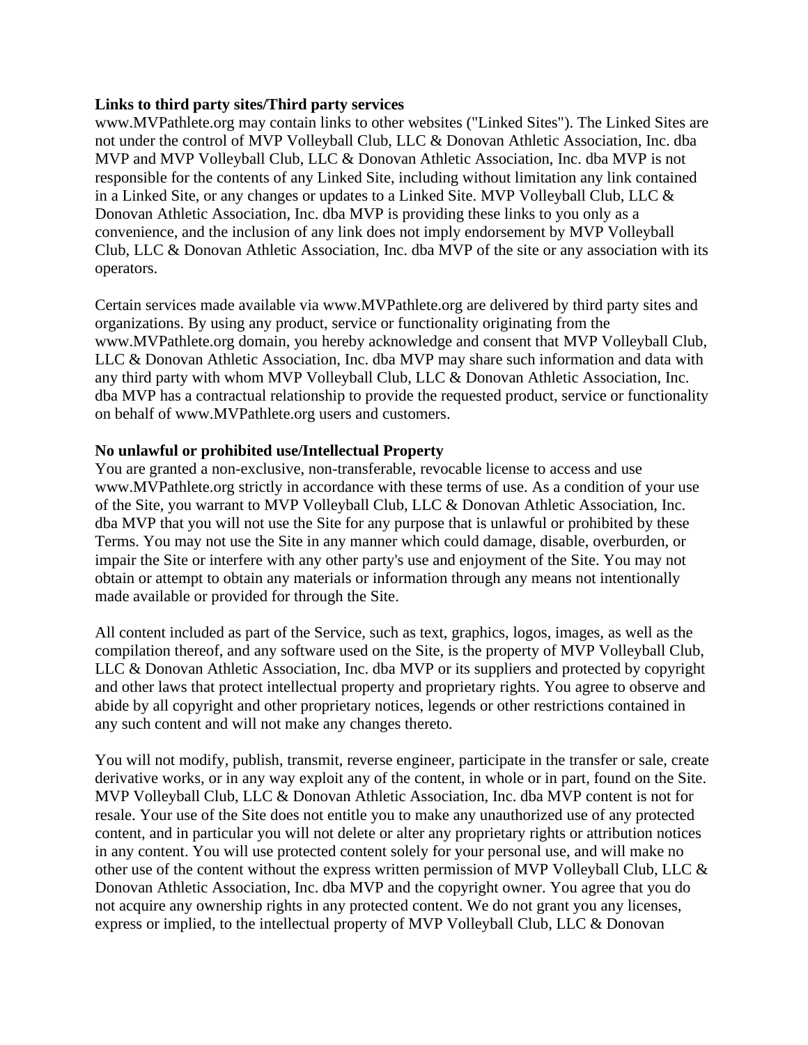**Links to third party sites/Third party services**

www.MVPathlete.org may contain links to other websites ("Linked Sites"). The Linked Sites are not under the control of MVP Volleyball Club, LLC & Donovan Athletic Association, Inc. dba MVP and MVP Volleyball Club, LLC & Donovan Athletic Association, Inc. dba MVP is not responsible for the contents of any Linked Site, including without limitation any link contained in a Linked Site, or any changes or updates to a Linked Site. MVP Volleyball Club, LLC & Donovan Athletic Association, Inc. dba MVP is providing these links to you only as a convenience, and the inclusion of any link does not imply endorsement by MVP Volleyball Club, LLC & Donovan Athletic Association, Inc. dba MVP of the site or any association with its operators.

Certain services made available via www.MVPathlete.org are delivered by third party sites and organizations. By using any product, service or functionality originating from the www.MVPathlete.org domain, you hereby acknowledge and consent that MVP Volleyball Club, LLC & Donovan Athletic Association, Inc. dba MVP may share such information and data with any third party with whom MVP Volleyball Club, LLC & Donovan Athletic Association, Inc. dba MVP has a contractual relationship to provide the requested product, service or functionality on behalf of www.MVPathlete.org users and customers.

**No unlawful or prohibited use/Intellectual Property**

You are granted a non-exclusive, non-transferable, revocable license to access and use www.MVPathlete.org strictly in accordance with these terms of use. As a condition of your use of the Site, you warrant to MVP Volleyball Club, LLC & Donovan Athletic Association, Inc. dba MVP that you will not use the Site for any purpose that is unlawful or prohibited by these Terms. You may not use the Site in any manner which could damage, disable, overburden, or impair the Site or interfere with any other party's use and enjoyment of the Site. You may not obtain or attempt to obtain any materials or information through any means not intentionally made available or provided for through the Site.

All content included as part of the Service, such as text, graphics, logos, images, as well as the compilation thereof, and any software used on the Site, is the property of MVP Volleyball Club, LLC & Donovan Athletic Association, Inc. dba MVP or its suppliers and protected by copyright and other laws that protect intellectual property and proprietary rights. You agree to observe and abide by all copyright and other proprietary notices, legends or other restrictions contained in any such content and will not make any changes thereto.

You will not modify, publish, transmit, reverse engineer, participate in the transfer or sale, create derivative works, or in any way exploit any of the content, in whole or in part, found on the Site. MVP Volleyball Club, LLC & Donovan Athletic Association, Inc. dba MVP content is not for resale. Your use of the Site does not entitle you to make any unauthorized use of any protected content, and in particular you will not delete or alter any proprietary rights or attribution notices in any content. You will use protected content solely for your personal use, and will make no other use of the content without the express written permission of MVP Volleyball Club, LLC & Donovan Athletic Association, Inc. dba MVP and the copyright owner. You agree that you do not acquire any ownership rights in any protected content. We do not grant you any licenses, express or implied, to the intellectual property of MVP Volleyball Club, LLC & Donovan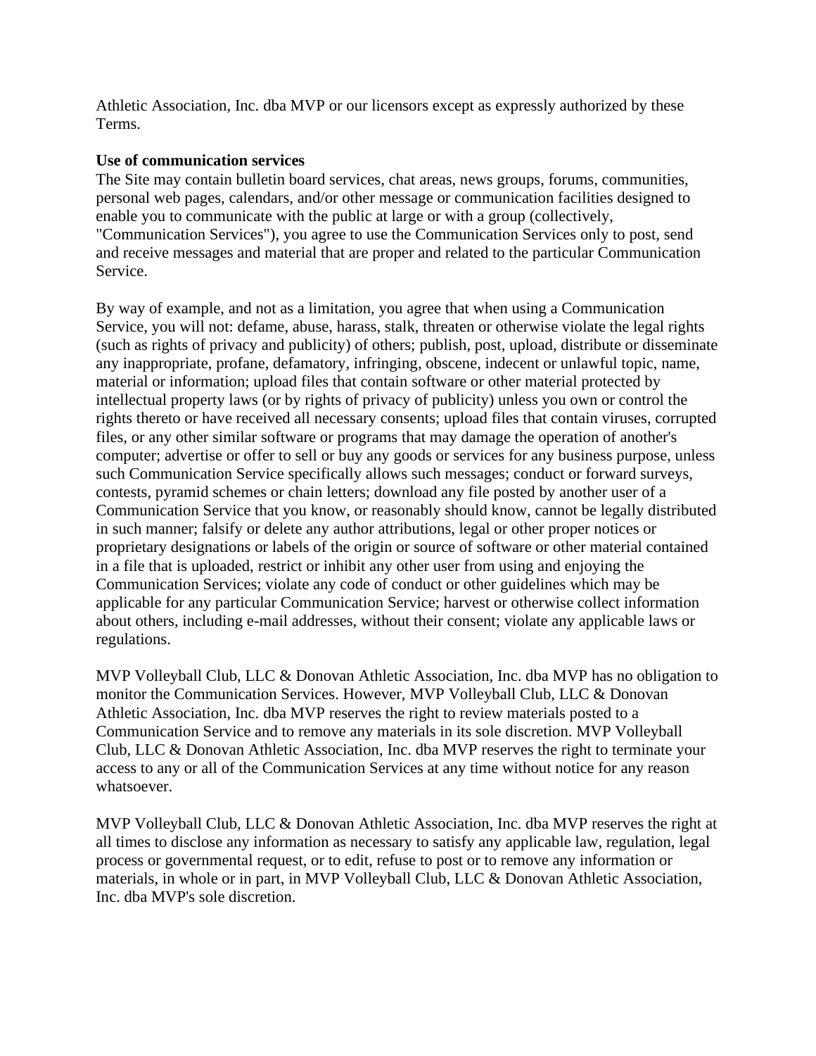Athletic Association, Inc. dba MVP or our licensors except as expressly authorized by these Terms.

**Use of communication services**

The Site may contain bulletin board services, chat areas, news groups, forums, communities, personal web pages, calendars, and/or other message or communication facilities designed to enable you to communicate with the public at large or with a group (collectively, "Communication Services"), you agree to use the Communication Services only to post, send and receive messages and material that are proper and related to the particular Communication Service.

By way of example, and not as a limitation, you agree that when using a Communication Service, you will not: defame, abuse, harass, stalk, threaten or otherwise violate the legal rights (such as rights of privacy and publicity) of others; publish, post, upload, distribute or disseminate any inappropriate, profane, defamatory, infringing, obscene, indecent or unlawful topic, name, material or information; upload files that contain software or other material protected by intellectual property laws (or by rights of privacy of publicity) unless you own or control the rights thereto or have received all necessary consents; upload files that contain viruses, corrupted files, or any other similar software or programs that may damage the operation of another's computer; advertise or offer to sell or buy any goods or services for any business purpose, unless such Communication Service specifically allows such messages; conduct or forward surveys, contests, pyramid schemes or chain letters; download any file posted by another user of a Communication Service that you know, or reasonably should know, cannot be legally distributed in such manner; falsify or delete any author attributions, legal or other proper notices or proprietary designations or labels of the origin or source of software or other material contained in a file that is uploaded, restrict or inhibit any other user from using and enjoying the Communication Services; violate any code of conduct or other guidelines which may be applicable for any particular Communication Service; harvest or otherwise collect information about others, including e-mail addresses, without their consent; violate any applicable laws or regulations.

MVP Volleyball Club, LLC & Donovan Athletic Association, Inc. dba MVP has no obligation to monitor the Communication Services. However, MVP Volleyball Club, LLC & Donovan Athletic Association, Inc. dba MVP reserves the right to review materials posted to a Communication Service and to remove any materials in its sole discretion. MVP Volleyball Club, LLC & Donovan Athletic Association, Inc. dba MVP reserves the right to terminate your access to any or all of the Communication Services at any time without notice for any reason whatsoever.

MVP Volleyball Club, LLC & Donovan Athletic Association, Inc. dba MVP reserves the right at all times to disclose any information as necessary to satisfy any applicable law, regulation, legal process or governmental request, or to edit, refuse to post or to remove any information or materials, in whole or in part, in MVP Volleyball Club, LLC & Donovan Athletic Association, Inc. dba MVP's sole discretion.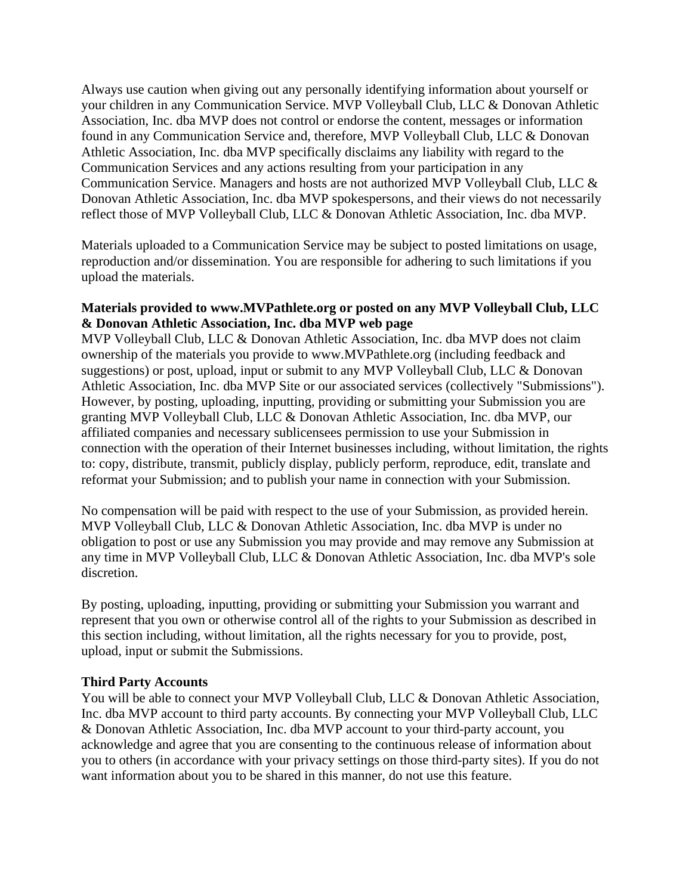Always use caution when giving out any personally identifying information about yourself or your children in any Communication Service. MVP Volleyball Club, LLC & Donovan Athletic Association, Inc. dba MVP does not control or endorse the content, messages or information found in any Communication Service and, therefore, MVP Volleyball Club, LLC & Donovan Athletic Association, Inc. dba MVP specifically disclaims any liability with regard to the Communication Services and any actions resulting from your participation in any Communication Service. Managers and hosts are not authorized MVP Volleyball Club, LLC & Donovan Athletic Association, Inc. dba MVP spokespersons, and their views do not necessarily reflect those of MVP Volleyball Club, LLC & Donovan Athletic Association, Inc. dba MVP.

Materials uploaded to a Communication Service may be subject to posted limitations on usage, reproduction and/or dissemination. You are responsible for adhering to such limitations if you upload the materials.

**Materials provided to www.MVPathlete.org or posted on any MVP Volleyball Club, LLC & Donovan Athletic Association, Inc. dba MVP web page**

MVP Volleyball Club, LLC & Donovan Athletic Association, Inc. dba MVP does not claim ownership of the materials you provide to www.MVPathlete.org (including feedback and suggestions) or post, upload, input or submit to any MVP Volleyball Club, LLC & Donovan Athletic Association, Inc. dba MVP Site or our associated services (collectively "Submissions"). However, by posting, uploading, inputting, providing or submitting your Submission you are granting MVP Volleyball Club, LLC & Donovan Athletic Association, Inc. dba MVP, our affiliated companies and necessary sublicensees permission to use your Submission in connection with the operation of their Internet businesses including, without limitation, the rights to: copy, distribute, transmit, publicly display, publicly perform, reproduce, edit, translate and reformat your Submission; and to publish your name in connection with your Submission.

No compensation will be paid with respect to the use of your Submission, as provided herein. MVP Volleyball Club, LLC & Donovan Athletic Association, Inc. dba MVP is under no obligation to post or use any Submission you may provide and may remove any Submission at any time in MVP Volleyball Club, LLC & Donovan Athletic Association, Inc. dba MVP's sole discretion.

By posting, uploading, inputting, providing or submitting your Submission you warrant and represent that you own or otherwise control all of the rights to your Submission as described in this section including, without limitation, all the rights necessary for you to provide, post, upload, input or submit the Submissions.

**Third Party Accounts**

You will be able to connect your MVP Volleyball Club, LLC & Donovan Athletic Association, Inc. dba MVP account to third party accounts. By connecting your MVP Volleyball Club, LLC & Donovan Athletic Association, Inc. dba MVP account to your third-party account, you acknowledge and agree that you are consenting to the continuous release of information about you to others (in accordance with your privacy settings on those third-party sites). If you do not want information about you to be shared in this manner, do not use this feature.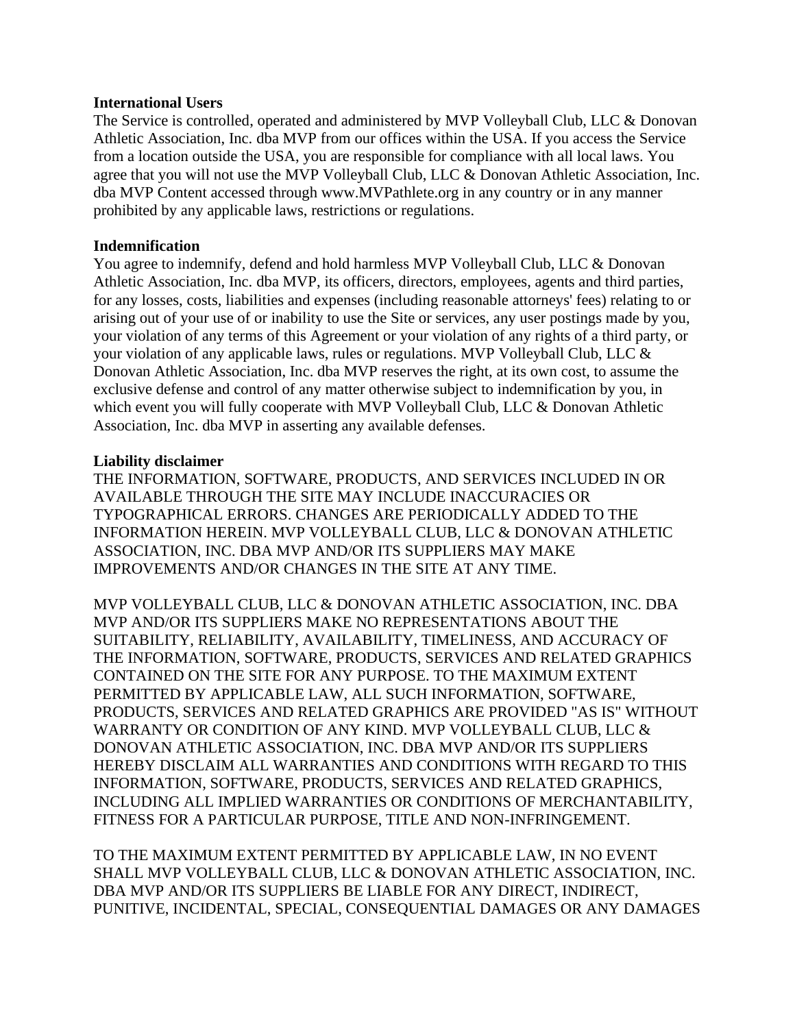**International Users**
The Service is controlled, operated and administered by MVP Volleyball Club, LLC & Donovan Athletic Association, Inc. dba MVP from our offices within the USA. If you access the Service from a location outside the USA, you are responsible for compliance with all local laws. You agree that you will not use the MVP Volleyball Club, LLC & Donovan Athletic Association, Inc. dba MVP Content accessed through www.MVPathlete.org in any country or in any manner prohibited by any applicable laws, restrictions or regulations.

**Indemnification**
You agree to indemnify, defend and hold harmless MVP Volleyball Club, LLC & Donovan Athletic Association, Inc. dba MVP, its officers, directors, employees, agents and third parties, for any losses, costs, liabilities and expenses (including reasonable attorneys' fees) relating to or arising out of your use of or inability to use the Site or services, any user postings made by you, your violation of any terms of this Agreement or your violation of any rights of a third party, or your violation of any applicable laws, rules or regulations. MVP Volleyball Club, LLC & Donovan Athletic Association, Inc. dba MVP reserves the right, at its own cost, to assume the exclusive defense and control of any matter otherwise subject to indemnification by you, in which event you will fully cooperate with MVP Volleyball Club, LLC & Donovan Athletic Association, Inc. dba MVP in asserting any available defenses.

**Liability disclaimer**
THE INFORMATION, SOFTWARE, PRODUCTS, AND SERVICES INCLUDED IN OR AVAILABLE THROUGH THE SITE MAY INCLUDE INACCURACIES OR TYPOGRAPHICAL ERRORS. CHANGES ARE PERIODICALLY ADDED TO THE INFORMATION HEREIN. MVP VOLLEYBALL CLUB, LLC & DONOVAN ATHLETIC ASSOCIATION, INC. DBA MVP AND/OR ITS SUPPLIERS MAY MAKE IMPROVEMENTS AND/OR CHANGES IN THE SITE AT ANY TIME.

MVP VOLLEYBALL CLUB, LLC & DONOVAN ATHLETIC ASSOCIATION, INC. DBA MVP AND/OR ITS SUPPLIERS MAKE NO REPRESENTATIONS ABOUT THE SUITABILITY, RELIABILITY, AVAILABILITY, TIMELINESS, AND ACCURACY OF THE INFORMATION, SOFTWARE, PRODUCTS, SERVICES AND RELATED GRAPHICS CONTAINED ON THE SITE FOR ANY PURPOSE. TO THE MAXIMUM EXTENT PERMITTED BY APPLICABLE LAW, ALL SUCH INFORMATION, SOFTWARE, PRODUCTS, SERVICES AND RELATED GRAPHICS ARE PROVIDED "AS IS" WITHOUT WARRANTY OR CONDITION OF ANY KIND. MVP VOLLEYBALL CLUB, LLC & DONOVAN ATHLETIC ASSOCIATION, INC. DBA MVP AND/OR ITS SUPPLIERS HEREBY DISCLAIM ALL WARRANTIES AND CONDITIONS WITH REGARD TO THIS INFORMATION, SOFTWARE, PRODUCTS, SERVICES AND RELATED GRAPHICS, INCLUDING ALL IMPLIED WARRANTIES OR CONDITIONS OF MERCHANTABILITY, FITNESS FOR A PARTICULAR PURPOSE, TITLE AND NON-INFRINGEMENT.

TO THE MAXIMUM EXTENT PERMITTED BY APPLICABLE LAW, IN NO EVENT SHALL MVP VOLLEYBALL CLUB, LLC & DONOVAN ATHLETIC ASSOCIATION, INC. DBA MVP AND/OR ITS SUPPLIERS BE LIABLE FOR ANY DIRECT, INDIRECT, PUNITIVE, INCIDENTAL, SPECIAL, CONSEQUENTIAL DAMAGES OR ANY DAMAGES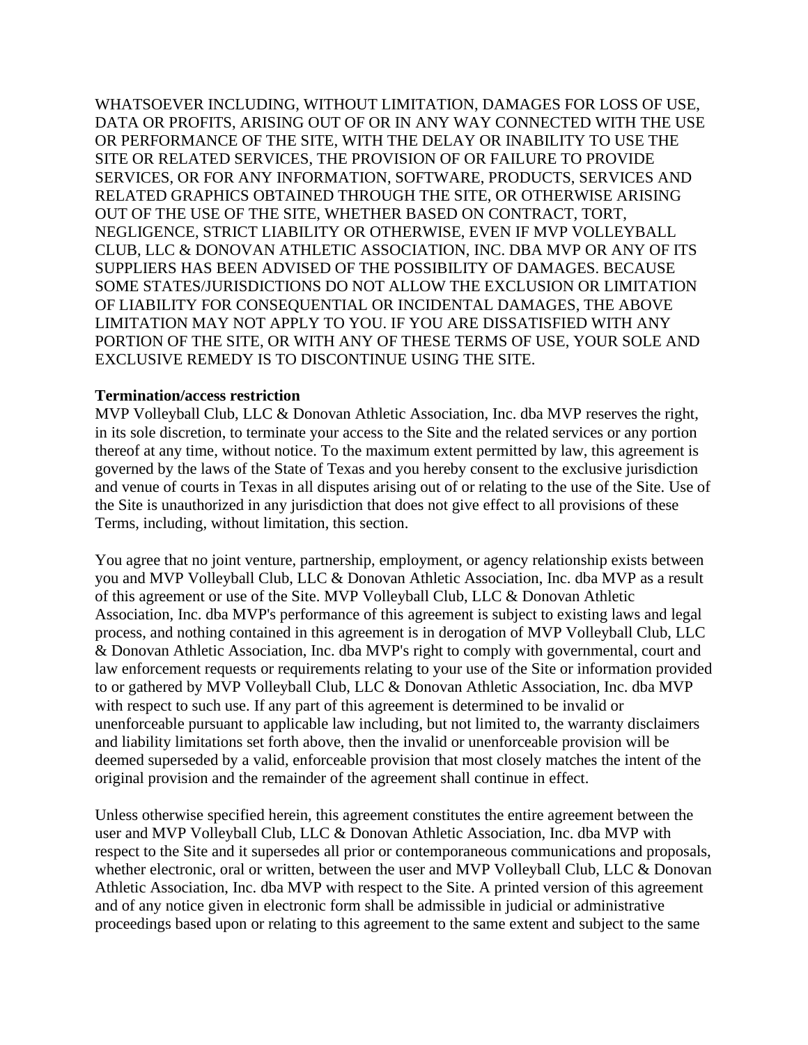WHATSOEVER INCLUDING, WITHOUT LIMITATION, DAMAGES FOR LOSS OF USE, DATA OR PROFITS, ARISING OUT OF OR IN ANY WAY CONNECTED WITH THE USE OR PERFORMANCE OF THE SITE, WITH THE DELAY OR INABILITY TO USE THE SITE OR RELATED SERVICES, THE PROVISION OF OR FAILURE TO PROVIDE SERVICES, OR FOR ANY INFORMATION, SOFTWARE, PRODUCTS, SERVICES AND RELATED GRAPHICS OBTAINED THROUGH THE SITE, OR OTHERWISE ARISING OUT OF THE USE OF THE SITE, WHETHER BASED ON CONTRACT, TORT, NEGLIGENCE, STRICT LIABILITY OR OTHERWISE, EVEN IF MVP VOLLEYBALL CLUB, LLC & DONOVAN ATHLETIC ASSOCIATION, INC. DBA MVP OR ANY OF ITS SUPPLIERS HAS BEEN ADVISED OF THE POSSIBILITY OF DAMAGES. BECAUSE SOME STATES/JURISDICTIONS DO NOT ALLOW THE EXCLUSION OR LIMITATION OF LIABILITY FOR CONSEQUENTIAL OR INCIDENTAL DAMAGES, THE ABOVE LIMITATION MAY NOT APPLY TO YOU. IF YOU ARE DISSATISFIED WITH ANY PORTION OF THE SITE, OR WITH ANY OF THESE TERMS OF USE, YOUR SOLE AND EXCLUSIVE REMEDY IS TO DISCONTINUE USING THE SITE.

**Termination/access restriction**

MVP Volleyball Club, LLC & Donovan Athletic Association, Inc. dba MVP reserves the right, in its sole discretion, to terminate your access to the Site and the related services or any portion thereof at any time, without notice. To the maximum extent permitted by law, this agreement is governed by the laws of the State of Texas and you hereby consent to the exclusive jurisdiction and venue of courts in Texas in all disputes arising out of or relating to the use of the Site. Use of the Site is unauthorized in any jurisdiction that does not give effect to all provisions of these Terms, including, without limitation, this section.

You agree that no joint venture, partnership, employment, or agency relationship exists between you and MVP Volleyball Club, LLC & Donovan Athletic Association, Inc. dba MVP as a result of this agreement or use of the Site. MVP Volleyball Club, LLC & Donovan Athletic Association, Inc. dba MVP's performance of this agreement is subject to existing laws and legal process, and nothing contained in this agreement is in derogation of MVP Volleyball Club, LLC & Donovan Athletic Association, Inc. dba MVP's right to comply with governmental, court and law enforcement requests or requirements relating to your use of the Site or information provided to or gathered by MVP Volleyball Club, LLC & Donovan Athletic Association, Inc. dba MVP with respect to such use. If any part of this agreement is determined to be invalid or unenforceable pursuant to applicable law including, but not limited to, the warranty disclaimers and liability limitations set forth above, then the invalid or unenforceable provision will be deemed superseded by a valid, enforceable provision that most closely matches the intent of the original provision and the remainder of the agreement shall continue in effect.

Unless otherwise specified herein, this agreement constitutes the entire agreement between the user and MVP Volleyball Club, LLC & Donovan Athletic Association, Inc. dba MVP with respect to the Site and it supersedes all prior or contemporaneous communications and proposals, whether electronic, oral or written, between the user and MVP Volleyball Club, LLC & Donovan Athletic Association, Inc. dba MVP with respect to the Site. A printed version of this agreement and of any notice given in electronic form shall be admissible in judicial or administrative proceedings based upon or relating to this agreement to the same extent and subject to the same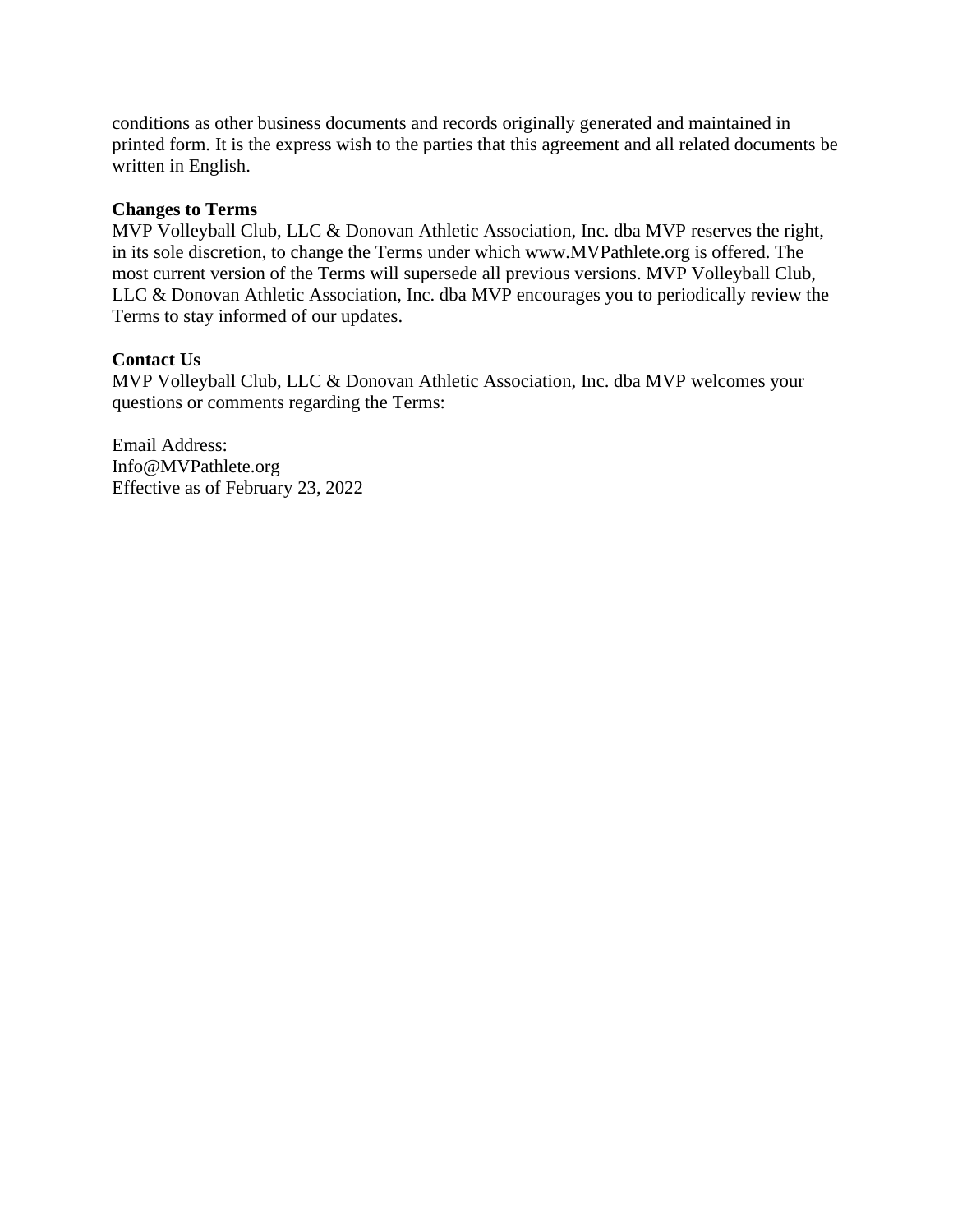conditions as other business documents and records originally generated and maintained in printed form. It is the express wish to the parties that this agreement and all related documents be written in English.

**Changes to Terms**

MVP Volleyball Club, LLC & Donovan Athletic Association, Inc. dba MVP reserves the right, in its sole discretion, to change the Terms under which www.MVPathlete.org is offered. The most current version of the Terms will supersede all previous versions. MVP Volleyball Club, LLC & Donovan Athletic Association, Inc. dba MVP encourages you to periodically review the Terms to stay informed of our updates.

**Contact Us**

MVP Volleyball Club, LLC & Donovan Athletic Association, Inc. dba MVP welcomes your questions or comments regarding the Terms:

Email Address:
Info@MVPathlete.org
Effective as of February 23, 2022